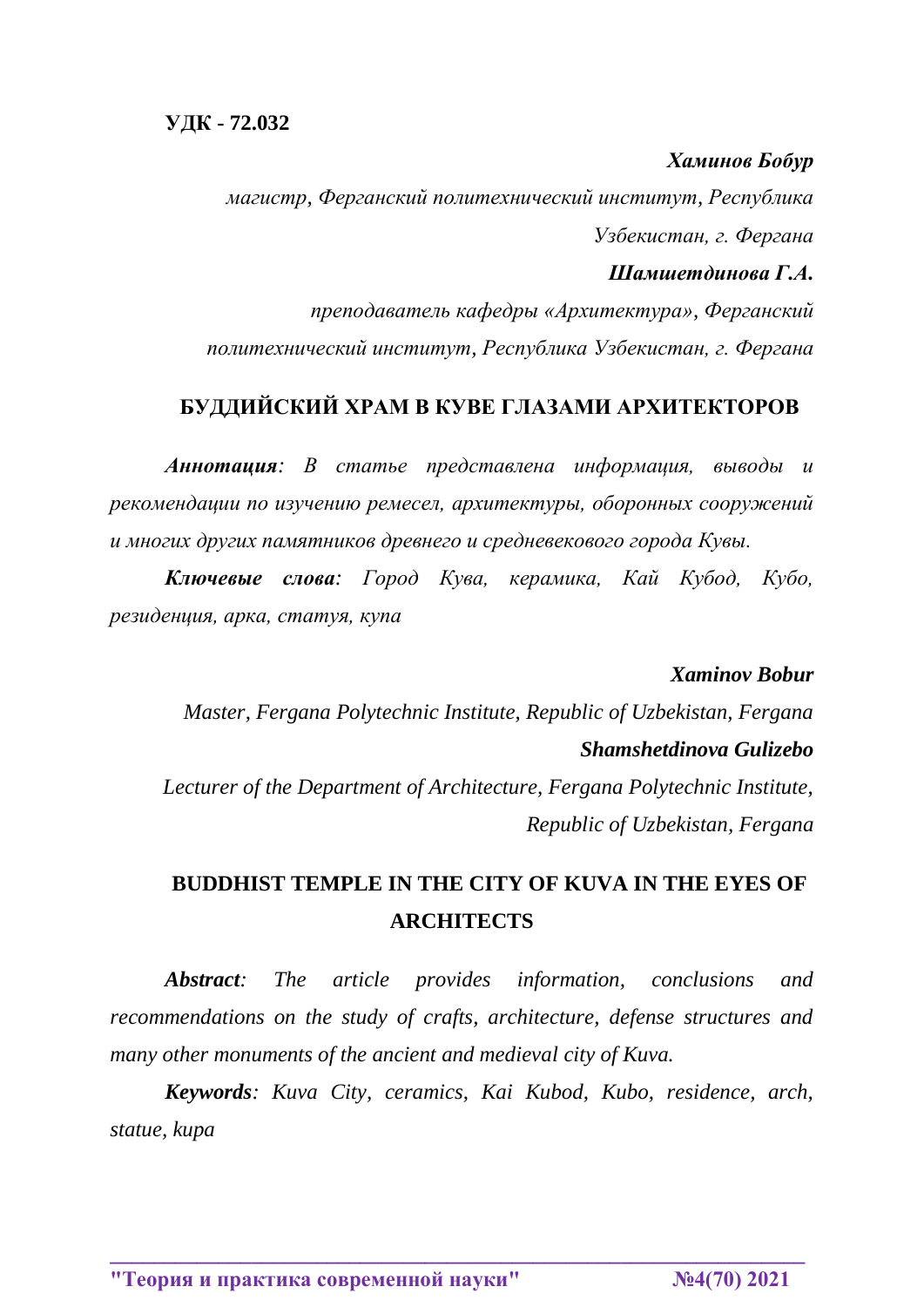**УДК - 72.032**

***Хаминов Бобур***

*магистр, Ферганский политехнический институт, Республика Узбекистан, г. Фергана*

***Шамшетдинова Г.А.***

*преподаватель кафедры «Архитектура», Ферганский политехнический институт, Республика Узбекистан, г. Фергана*

# БУДДИЙСКИЙ ХРАМ В КУВЕ ГЛАЗАМИ АРХИТЕКТОРОВ

***Аннотация**: В статье представлена информация, выводы и рекомендации по изучению ремесел, архитектуры, оборонных сооружений и многих других памятников древнего и средневекового города Кувы.*

***Ключевые слова**: Город Кува, керамика, Кай Кубод, Кубо, резиденция, арка, статуя, купа*

***Xaminov Bobur***

*Master, Fergana Polytechnic Institute, Republic of Uzbekistan, Fergana*

***Shamshetdinova Gulizebo***

*Lecturer of the Department of Architecture, Fergana Polytechnic Institute, Republic of Uzbekistan, Fergana*

# BUDDHIST TEMPLE IN THE CITY OF KUVA IN THE EYES OF ARCHITECTS

***Abstract**: The article provides information, conclusions and recommendations on the study of crafts, architecture, defense structures and many other monuments of the ancient and medieval city of Kuva.*

***Keywords**: Kuva City, ceramics, Kai Kubod, Kubo, residence, arch, statue, kupa*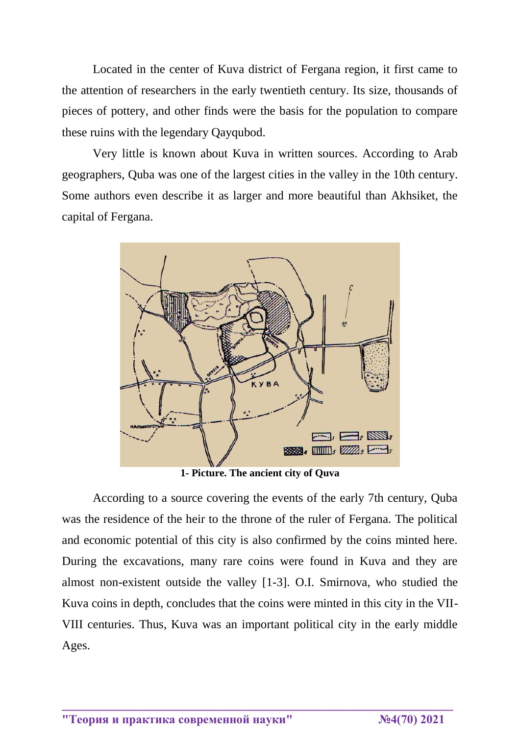Located in the center of Kuva district of Fergana region, it first came to the attention of researchers in the early twentieth century. Its size, thousands of pieces of pottery, and other finds were the basis for the population to compare these ruins with the legendary Qayqubod.

Very little is known about Kuva in written sources. According to Arab geographers, Quba was one of the largest cities in the valley in the 10th century. Some authors even describe it as larger and more beautiful than Akhsiket, the capital of Fergana.

**1- Picture. The ancient city of Quva**

According to a source covering the events of the early 7th century, Quba was the residence of the heir to the throne of the ruler of Fergana. The political and economic potential of this city is also confirmed by the coins minted here. During the excavations, many rare coins were found in Kuva and they are almost non-existent outside the valley [1-3]. O.I. Smirnova, who studied the Kuva coins in depth, concludes that the coins were minted in this city in the VII-VIII centuries. Thus, Kuva was an important political city in the early middle Ages.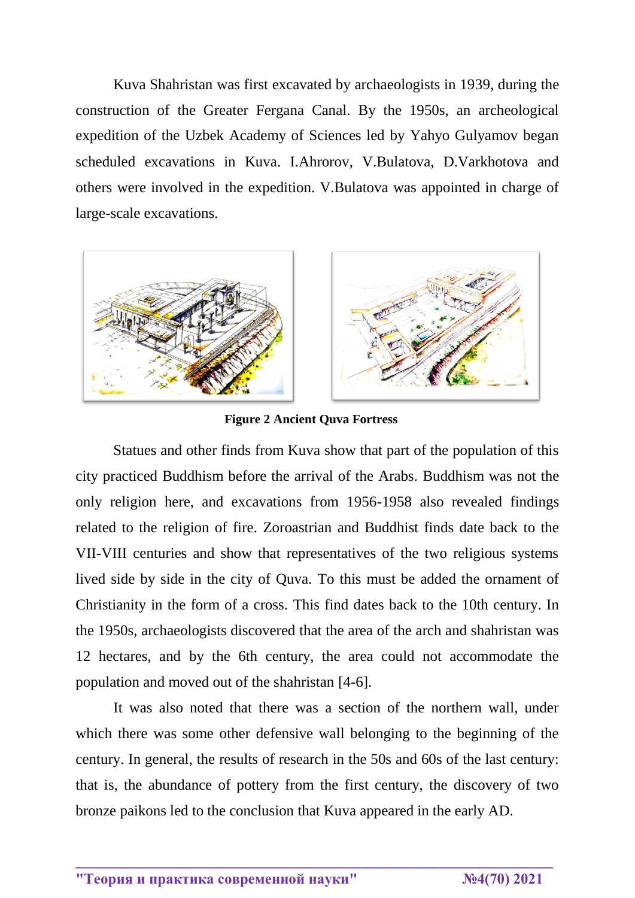Kuva Shahristan was first excavated by archaeologists in 1939, during the construction of the Greater Fergana Canal. By the 1950s, an archeological expedition of the Uzbek Academy of Sciences led by Yahyo Gulyamov began scheduled excavations in Kuva. I.Ahrorov, V.Bulatova, D.Varkhotova and others were involved in the expedition. V.Bulatova was appointed in charge of large-scale excavations.

**Figure 2 Ancient Quva Fortress**

Statues and other finds from Kuva show that part of the population of this city practiced Buddhism before the arrival of the Arabs. Buddhism was not the only religion here, and excavations from 1956-1958 also revealed findings related to the religion of fire. Zoroastrian and Buddhist finds date back to the VII-VIII centuries and show that representatives of the two religious systems lived side by side in the city of Quva. To this must be added the ornament of Christianity in the form of a cross. This find dates back to the 10th century. In the 1950s, archaeologists discovered that the area of the arch and shahristan was 12 hectares, and by the 6th century, the area could not accommodate the population and moved out of the shahristan [4-6].

It was also noted that there was a section of the northern wall, under which there was some other defensive wall belonging to the beginning of the century. In general, the results of research in the 50s and 60s of the last century: that is, the abundance of pottery from the first century, the discovery of two bronze paikons led to the conclusion that Kuva appeared in the early AD.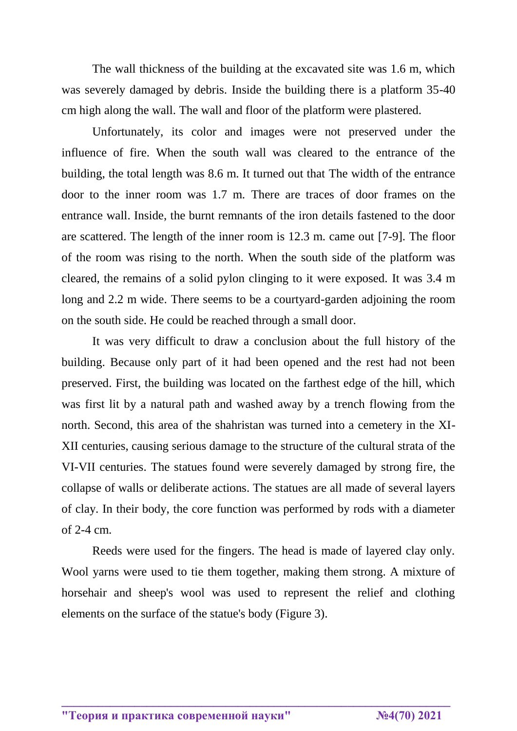The wall thickness of the building at the excavated site was 1.6 m, which was severely damaged by debris. Inside the building there is a platform 35-40 cm high along the wall. The wall and floor of the platform were plastered.

Unfortunately, its color and images were not preserved under the influence of fire. When the south wall was cleared to the entrance of the building, the total length was 8.6 m. It turned out that The width of the entrance door to the inner room was 1.7 m. There are traces of door frames on the entrance wall. Inside, the burnt remnants of the iron details fastened to the door are scattered. The length of the inner room is 12.3 m. came out [7-9]. The floor of the room was rising to the north. When the south side of the platform was cleared, the remains of a solid pylon clinging to it were exposed. It was 3.4 m long and 2.2 m wide. There seems to be a courtyard-garden adjoining the room on the south side. He could be reached through a small door.

It was very difficult to draw a conclusion about the full history of the building. Because only part of it had been opened and the rest had not been preserved. First, the building was located on the farthest edge of the hill, which was first lit by a natural path and washed away by a trench flowing from the north. Second, this area of the shahristan was turned into a cemetery in the XI-XII centuries, causing serious damage to the structure of the cultural strata of the VI-VII centuries. The statues found were severely damaged by strong fire, the collapse of walls or deliberate actions. The statues are all made of several layers of clay. In their body, the core function was performed by rods with a diameter of 2-4 cm.

Reeds were used for the fingers. The head is made of layered clay only. Wool yarns were used to tie them together, making them strong. A mixture of horsehair and sheep's wool was used to represent the relief and clothing elements on the surface of the statue's body (Figure 3).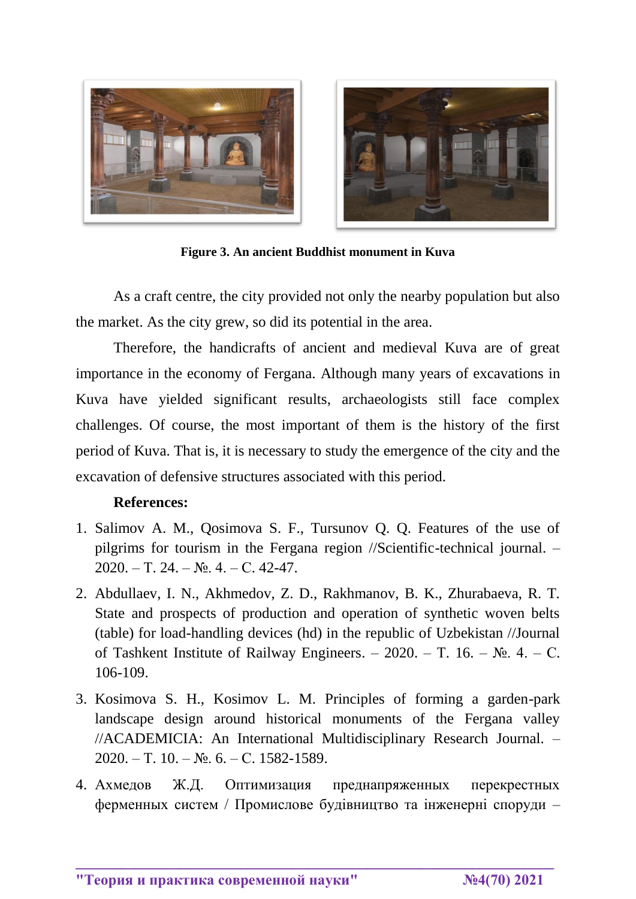**Figure 3. An ancient Buddhist monument in Kuva**

As a craft centre, the city provided not only the nearby population but also the market. As the city grew, so did its potential in the area.

Therefore, the handicrafts of ancient and medieval Kuva are of great importance in the economy of Fergana. Although many years of excavations in Kuva have yielded significant results, archaeologists still face complex challenges. Of course, the most important of them is the history of the first period of Kuva. That is, it is necessary to study the emergence of the city and the excavation of defensive structures associated with this period.

**References:**

1. Salimov A. M., Qosimova S. F., Tursunov Q. Q. Features of the use of pilgrims for tourism in the Fergana region //Scientific-technical journal. – 2020. – Т. 24. – №. 4. – С. 42-47.
2. Abdullaev, I. N., Akhmedov, Z. D., Rakhmanov, B. K., Zhurabaeva, R. T. State and prospects of production and operation of synthetic woven belts (table) for load-handling devices (hd) in the republic of Uzbekistan //Journal of Tashkent Institute of Railway Engineers. – 2020. – Т. 16. – №. 4. – С. 106-109.
3. Kosimova S. H., Kosimov L. M. Principles of forming a garden-park landscape design around historical monuments of the Fergana valley //ACADEMICIA: An International Multidisciplinary Research Journal. – 2020. – Т. 10. – №. 6. – С. 1582-1589.
4. Ахмедов Ж.Д. Оптимизация преднапряженных перекрестных ферменных систем / Промислове будівництво та інженерні споруди –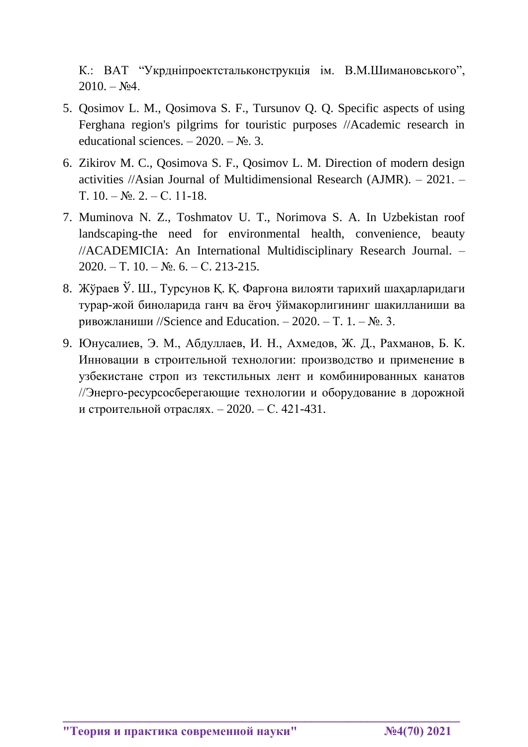К.: ВАТ "Укрдніпроектстальконструкція ім. В.М.Шимановського", 2010. – №4.

5. Qosimov L. M., Qosimova S. F., Tursunov Q. Q. Specific aspects of using Ferghana region's pilgrims for touristic purposes //Academic research in educational sciences. – 2020. – №. 3.
6. Zikirov M. C., Qosimova S. F., Qosimov L. M. Direction of modern design activities //Asian Journal of Multidimensional Research (AJMR). – 2021. – Т. 10. – №. 2. – С. 11-18.
7. Muminova N. Z., Toshmatov U. T., Norimova S. A. In Uzbekistan roof landscaping-the need for environmental health, convenience, beauty //ACADEMICIA: An International Multidisciplinary Research Journal. – 2020. – Т. 10. – №. 6. – С. 213-215.
8. Жўраев Ў. Ш., Турсунов Қ. Қ. Фарғона вилояти тарихий шаҳарларидаги турар-жой биноларида ганч ва ёғоч ўймакорлигининг шакилланиши ва ривожланиши //Science and Education. – 2020. – Т. 1. – №. 3.
9. Юнусалиев, Э. М., Абдуллаев, И. Н., Ахмедов, Ж. Д., Рахманов, Б. К. Инновации в строительной технологии: производство и применение в узбекистане строп из текстильных лент и комбинированных канатов //Энерго-ресурсосберегающие технологии и оборудование в дорожной и строительной отраслях. – 2020. – С. 421-431.